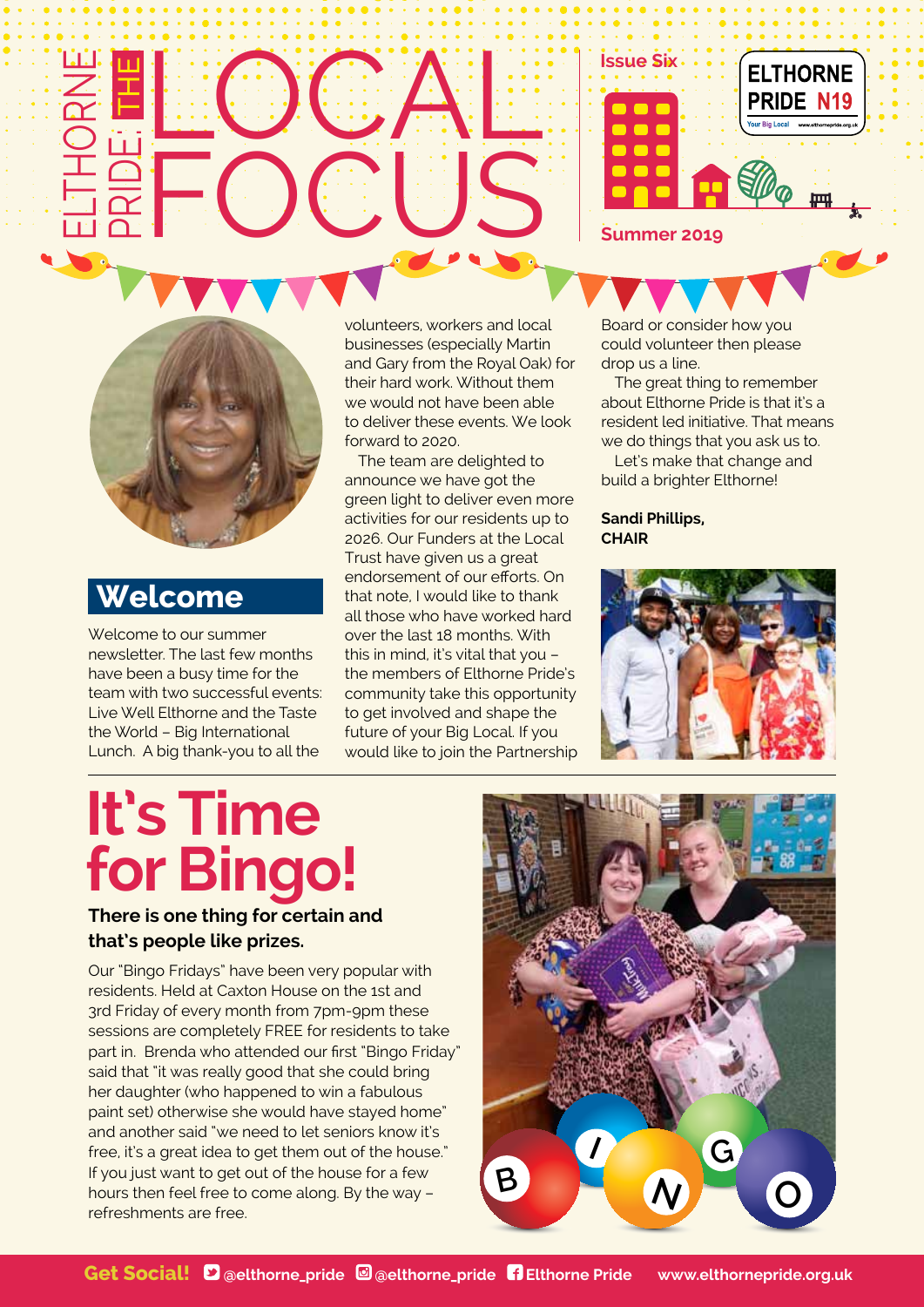# ELTHORNE PRIDE: THE LOCAL FOCUS

**Issue Six**

**Summer 2019**

ELTHORNE PRIDE N19

## Welcome

Welcome to our summer newsletter. The last few months have been a busy time for the team with two successful events: Live Well Elthorne and the Taste the World – Big International Lunch. A big thank-you to all the volunteers, workers and local businesses (especially Martin and Gary from the Royal Oak) for their hard work. Without them we would not have been able to deliver these events. We look forward to 2020.

The team are delighted to announce we have got the green light to deliver even more activities for our residents up to 2026. Our Funders at the Local Trust have given us a great endorsement of our efforts. On that note, I would like to thank all those who have worked hard over the last 18 months. With this in mind, it's vital that you – the members of Elthorne Pride's community take this opportunity to get involved and shape the future of your Big Local. If you would like to join the Partnership Board or consider how you could volunteer then please drop us a line.

The great thing to remember about Elthorne Pride is that it's a resident led initiative. That means we do things that you ask us to.

Let's make that change and build a brighter Elthorne!

**Sandi Phillips, CHAIR**

# It's Time for Bingo!

**There is one thing for certain and that's people like prizes.**

Our "Bingo Fridays" have been very popular with residents. Held at Caxton House on the 1st and 3rd Friday of every month from 7pm-9pm these sessions are completely FREE for residents to take part in. Brenda who attended our first "Bingo Friday" said that "it was really good that she could bring her daughter (who happened to win a fabulous paint set) otherwise she would have stayed home" and another said "we need to let seniors know it's free, it's a great idea to get them out of the house." If you just want to get out of the house for a few hours then feel free to come along. By the way – refreshments are free.

**Get Social!** @elthorne_pride @elthorne_pride Elthorne Pride www.elthornepride.org.uk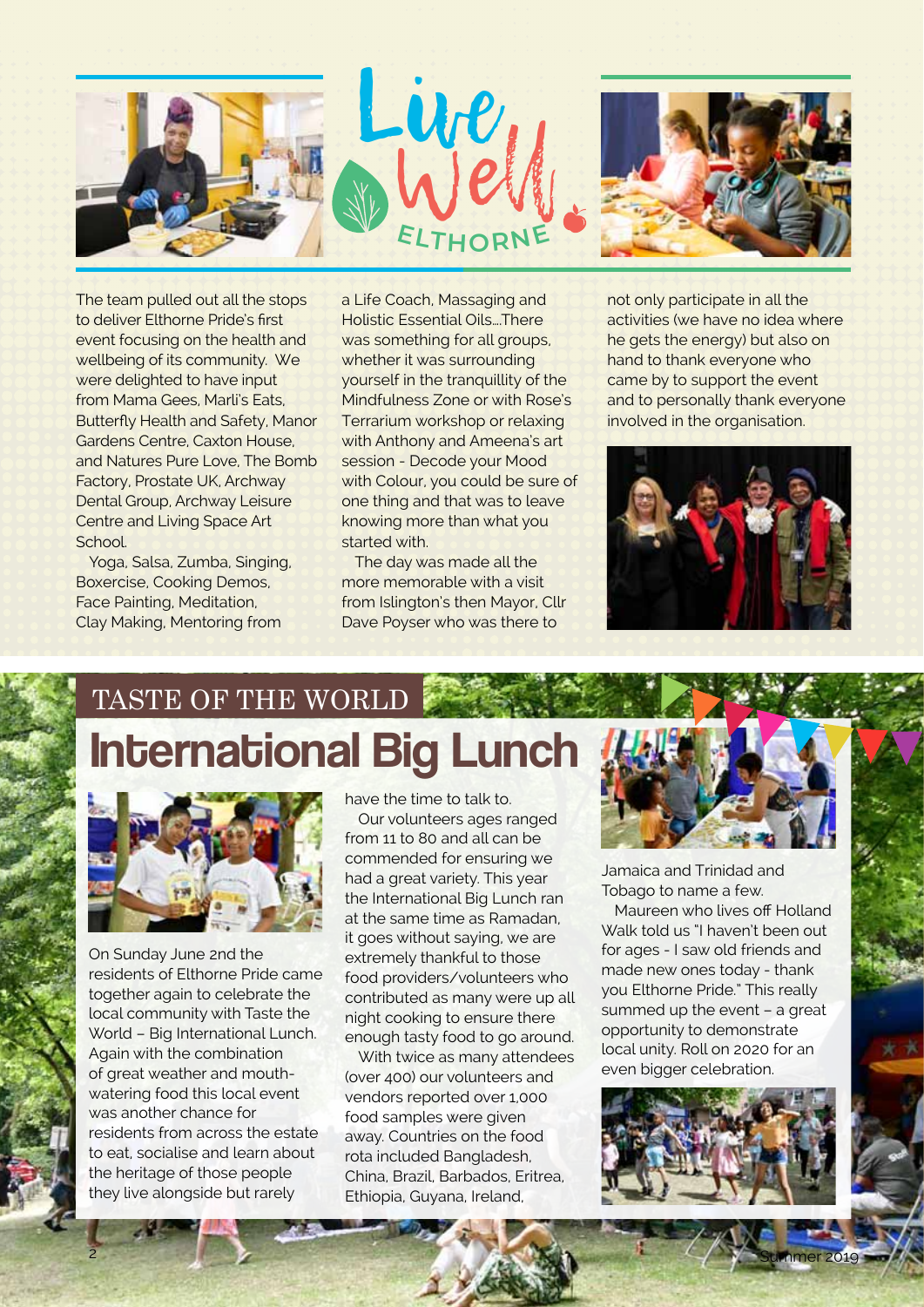# Live Well ELTHORNE

The team pulled out all the stops to deliver Elthorne Pride's first event focusing on the health and wellbeing of its community. We were delighted to have input from Mama Gees, Marli's Eats, Butterfly Health and Safety, Manor Gardens Centre, Caxton House, and Natures Pure Love, The Bomb Factory, Prostate UK, Archway Dental Group, Archway Leisure Centre and Living Space Art School.

Yoga, Salsa, Zumba, Singing, Boxercise, Cooking Demos, Face Painting, Meditation, Clay Making, Mentoring from a Life Coach, Massaging and Holistic Essential Oils....There was something for all groups, whether it was surrounding yourself in the tranquillity of the Mindfulness Zone or with Rose's Terrarium workshop or relaxing with Anthony and Ameena's art session - Decode your Mood with Colour, you could be sure of one thing and that was to leave knowing more than what you started with.

The day was made all the more memorable with a visit from Islington's then Mayor, Cllr Dave Poyser who was there to not only participate in all the activities (we have no idea where he gets the energy) but also on hand to thank everyone who came by to support the event and to personally thank everyone involved in the organisation.

## TASTE OF THE WORLD

# International Big Lunch

On Sunday June 2nd the residents of Elthorne Pride came together again to celebrate the local community with Taste the World – Big International Lunch. Again with the combination of great weather and mouth-watering food this local event was another chance for residents from across the estate to eat, socialise and learn about the heritage of those people they live alongside but rarely have the time to talk to.

Our volunteers ages ranged from 11 to 80 and all can be commended for ensuring we had a great variety. This year the International Big Lunch ran at the same time as Ramadan, it goes without saying, we are extremely thankful to those food providers/volunteers who contributed as many were up all night cooking to ensure there enough tasty food to go around.

With twice as many attendees (over 400) our volunteers and vendors reported over 1,000 food samples were given away. Countries on the food rota included Bangladesh, China, Brazil, Barbados, Eritrea, Ethiopia, Guyana, Ireland, Jamaica and Trinidad and Tobago to name a few.

Maureen who lives off Holland Walk told us "I haven't been out for ages - I saw old friends and made new ones today - thank you Elthorne Pride." This really summed up the event – a great opportunity to demonstrate local unity. Roll on 2020 for an even bigger celebration.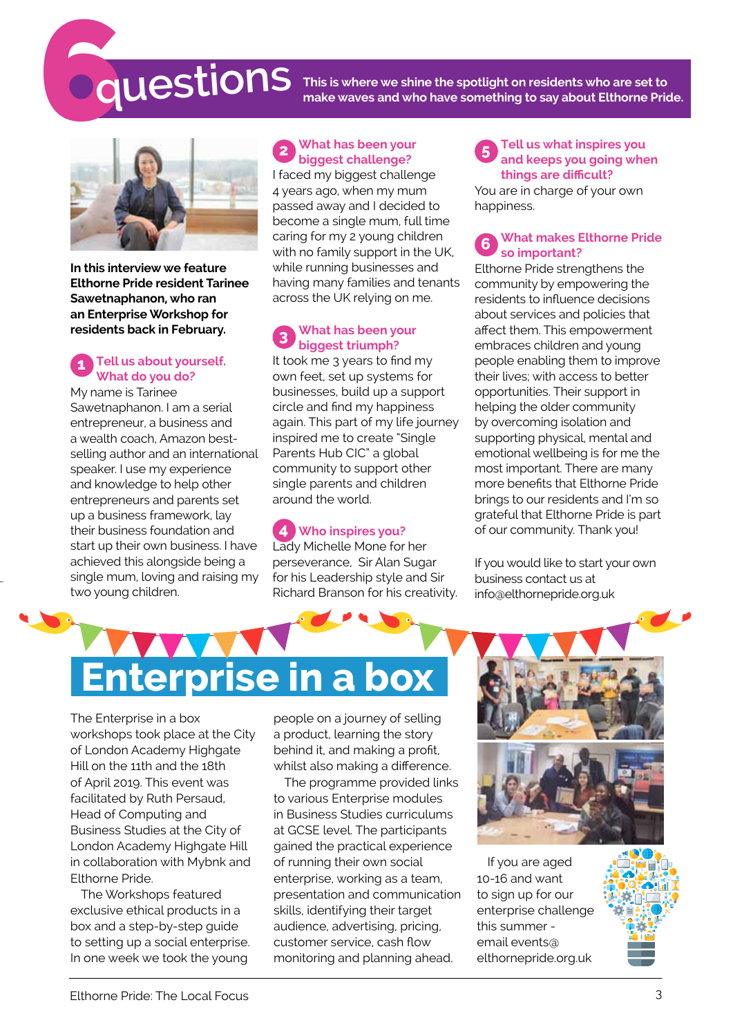# 6 questions

This is where we shine the spotlight on residents who are set to make waves and who have something to say about Elthorne Pride.

**In this interview we feature Elthorne Pride resident Tarinee Sawetnaphanon, who ran an Enterprise Workshop for residents back in February.**

### 1 Tell us about yourself. What do you do?

My name is Tarinee Sawetnaphanon. I am a serial entrepreneur, a business and a wealth coach, Amazon best-selling author and an international speaker. I use my experience and knowledge to help other entrepreneurs and parents set up a business framework, lay their business foundation and start up their own business. I have achieved this alongside being a single mum, loving and raising my two young children.

### 2 What has been your biggest challenge?

I faced my biggest challenge 4 years ago, when my mum passed away and I decided to become a single mum, full time caring for my 2 young children with no family support in the UK, while running businesses and having many families and tenants across the UK relying on me.

### 3 What has been your biggest triumph?

It took me 3 years to find my own feet, set up systems for businesses, build up a support circle and find my happiness again. This part of my life journey inspired me to create "Single Parents Hub CIC" a global community to support other single parents and children around the world.

### 4 Who inspires you?

Lady Michelle Mone for her perseverance, Sir Alan Sugar for his Leadership style and Sir Richard Branson for his creativity.

### 5 Tell us what inspires you and keeps you going when things are difficult?

You are in charge of your own happiness.

### 6 What makes Elthorne Pride so important?

Elthorne Pride strengthens the community by empowering the residents to influence decisions about services and policies that affect them. This empowerment embraces children and young people enabling them to improve their lives; with access to better opportunities. Their support in helping the older community by overcoming isolation and supporting physical, mental and emotional wellbeing is for me the most important. There are many more benefits that Elthorne Pride brings to our residents and I'm so grateful that Elthorne Pride is part of our community. Thank you!

If you would like to start your own business contact us at info@elthornepride.org.uk

# Enterprise in a box

The Enterprise in a box workshops took place at the City of London Academy Highgate Hill on the 11th and the 18th of April 2019. This event was facilitated by Ruth Persaud, Head of Computing and Business Studies at the City of London Academy Highgate Hill in collaboration with Mybnk and Elthorne Pride.

The Workshops featured exclusive ethical products in a box and a step-by-step guide to setting up a social enterprise. In one week we took the young people on a journey of selling a product, learning the story behind it, and making a profit, whilst also making a difference.

The programme provided links to various Enterprise modules in Business Studies curriculums at GCSE level. The participants gained the practical experience of running their own social enterprise, working as a team, presentation and communication skills, identifying their target audience, advertising, pricing, customer service, cash flow monitoring and planning ahead.

If you are aged 10-16 and want to sign up for our enterprise challenge this summer - email events@elthornepride.org.uk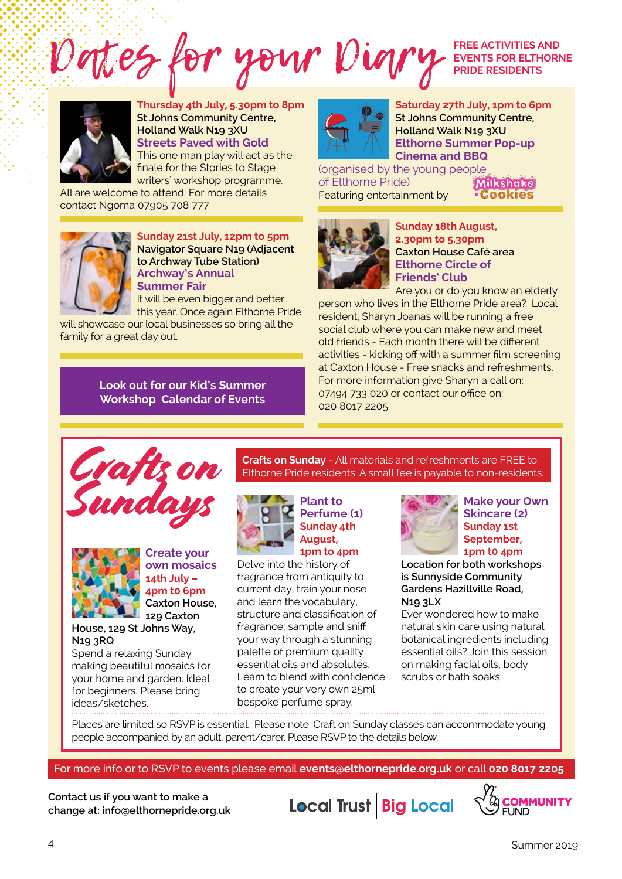# Dates for your Diary

**FREE ACTIVITIES AND EVENTS FOR ELTHORNE PRIDE RESIDENTS**

**Thursday 4th July, 5.30pm to 8pm**
**St Johns Community Centre, Holland Walk N19 3XU**
**Streets Paved with Gold**
This one man play will act as the finale for the Stories to Stage writers' workshop programme. All are welcome to attend. For more details contact Ngoma 07905 708 777

**Sunday 21st July, 12pm to 5pm**
**Navigator Square N19 (Adjacent to Archway Tube Station)**
**Archway's Annual Summer Fair**
It will be even bigger and better this year. Once again Elthorne Pride will showcase our local businesses so bring all the family for a great day out.

**Look out for our Kid's Summer Workshop Calendar of Events**

**Saturday 27th July, 1pm to 6pm**
**St Johns Community Centre, Holland Walk N19 3XU**
**Elthorne Summer Pop-up Cinema and BBQ**
(organised by the young people of Elthorne Pride)
Featuring entertainment by Milkshake Cookies

**Sunday 18th August, 2.30pm to 5.30pm**
**Caxton House Café area**
**Elthorne Circle of Friends' Club**
Are you or do you know an elderly person who lives in the Elthorne Pride area? Local resident, Sharyn Joanas will be running a free social club where you can make new and meet old friends - Each month there will be different activities - kicking off with a summer film screening at Caxton House - Free snacks and refreshments. For more information give Sharyn a call on: 07494 733 020 or contact our office on: 020 8017 2205

## Crafts on Sundays

**Crafts on Sunday** - All materials and refreshments are FREE to Elthorne Pride residents. A small fee is payable to non-residents.

**Create your own mosaics**
**14th July – 4pm to 6pm**
**Caxton House, 129 Caxton House, 129 St Johns Way, N19 3RQ**
Spend a relaxing Sunday making beautiful mosaics for your home and garden. Ideal for beginners. Please bring ideas/sketches.

**Plant to Perfume (1)**
**Sunday 4th August, 1pm to 4pm**
Delve into the history of fragrance from antiquity to current day, train your nose and learn the vocabulary, structure and classification of fragrance; sample and sniff your way through a stunning palette of premium quality essential oils and absolutes. Learn to blend with confidence to create your very own 25ml bespoke perfume spray.

**Make your Own Skincare (2)**
**Sunday 1st September, 1pm to 4pm**
**Location for both workshops is Sunnyside Community Gardens Hazillville Road, N19 3LX**
Ever wondered how to make natural skin care using natural botanical ingredients including essential oils? Join this session on making facial oils, body scrubs or bath soaks.

Places are limited so RSVP is essential. Please note, Craft on Sunday classes can accommodate young people accompanied by an adult, parent/carer. Please RSVP to the details below.

For more info or to RSVP to events please email **events@elthornepride.org.uk** or call **020 8017 2205**

**Contact us if you want to make a change at: info@elthornepride.org.uk**

Local Trust | Big Local | COMMUNITY FUND